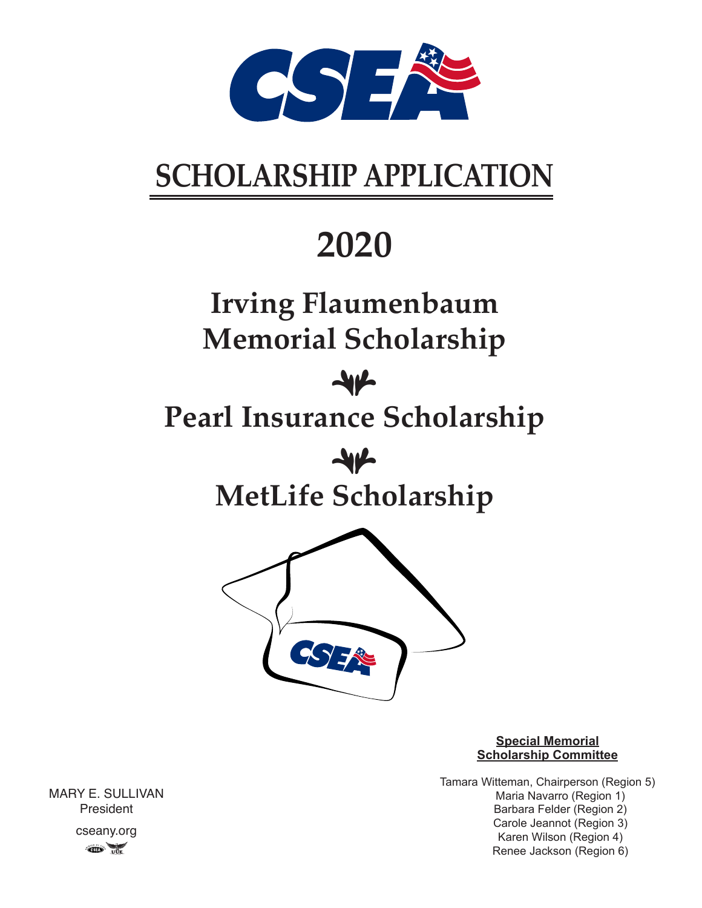# SCHOLARSHIP APPLICATION

# 2020

## Irving Flaumenbaum Memorial Scholarship

## Pearl Insurance Scholarship

## MetLife Scholarship

**Special Memorial Scholarship Committee**

Tamara Witteman, Chairperson (Region 5)
Maria Navarro (Region 1)
Barbara Felder (Region 2)
Carole Jeannot (Region 3)
Karen Wilson (Region 4)
Renee Jackson (Region 6)

MARY E. SULLIVAN
President

cseany.org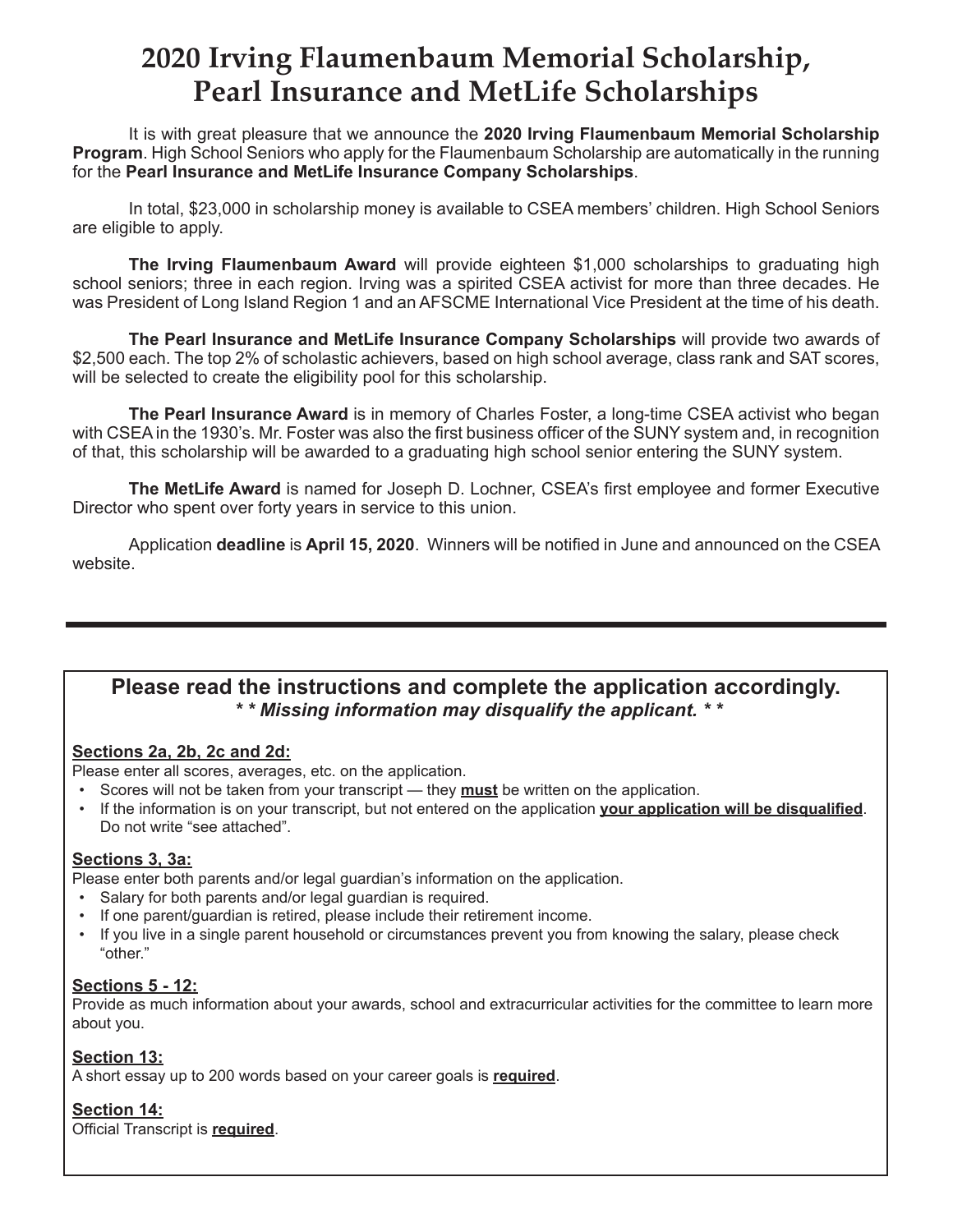# 2020 Irving Flaumenbaum Memorial Scholarship, Pearl Insurance and MetLife Scholarships

It is with great pleasure that we announce the **2020 Irving Flaumenbaum Memorial Scholarship Program**. High School Seniors who apply for the Flaumenbaum Scholarship are automatically in the running for the **Pearl Insurance and MetLife Insurance Company Scholarships**.

In total, $23,000 in scholarship money is available to CSEA members' children. High School Seniors are eligible to apply.

**The Irving Flaumenbaum Award** will provide eighteen $1,000 scholarships to graduating high school seniors; three in each region. Irving was a spirited CSEA activist for more than three decades. He was President of Long Island Region 1 and an AFSCME International Vice President at the time of his death.

**The Pearl Insurance and MetLife Insurance Company Scholarships** will provide two awards of $2,500 each. The top 2% of scholastic achievers, based on high school average, class rank and SAT scores, will be selected to create the eligibility pool for this scholarship.

**The Pearl Insurance Award** is in memory of Charles Foster, a long-time CSEA activist who began with CSEA in the 1930's. Mr. Foster was also the first business officer of the SUNY system and, in recognition of that, this scholarship will be awarded to a graduating high school senior entering the SUNY system.

**The MetLife Award** is named for Joseph D. Lochner, CSEA's first employee and former Executive Director who spent over forty years in service to this union.

Application **deadline** is **April 15, 2020**. Winners will be notified in June and announced on the CSEA website.

---

## Please read the instructions and complete the application accordingly.

***\* \* Missing information may disqualify the applicant. \* \****

**Sections 2a, 2b, 2c and 2d:**

Please enter all scores, averages, etc. on the application.

- Scores will not be taken from your transcript — they **must** be written on the application.
- If the information is on your transcript, but not entered on the application **your application will be disqualified**. Do not write "see attached".

**Sections 3, 3a:**

Please enter both parents and/or legal guardian's information on the application.

- Salary for both parents and/or legal guardian is required.
- If one parent/guardian is retired, please include their retirement income.
- If you live in a single parent household or circumstances prevent you from knowing the salary, please check "other."

**Sections 5 - 12:**

Provide as much information about your awards, school and extracurricular activities for the committee to learn more about you.

**Section 13:**

A short essay up to 200 words based on your career goals is **required**.

**Section 14:**

Official Transcript is **required**.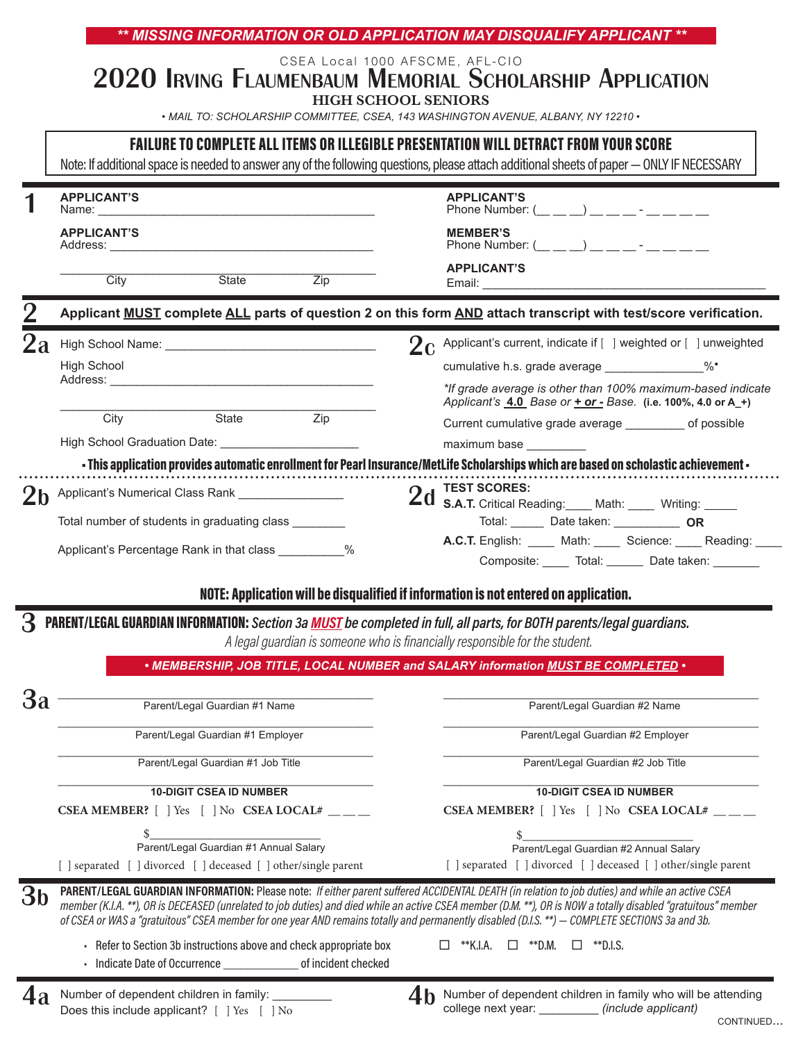**\*\* MISSING INFORMATION OR OLD APPLICATION MAY DISQUALIFY APPLICANT \*\***

CSEA Local 1000 AFSCME, AFL-CIO

# 2020 Irving Flaumenbaum Memorial Scholarship Application

## HIGH SCHOOL SENIORS

*• MAIL TO: SCHOLARSHIP COMMITTEE, CSEA, 143 WASHINGTON AVENUE, ALBANY, NY 12210 •*

**FAILURE TO COMPLETE ALL ITEMS OR ILLEGIBLE PRESENTATION WILL DETRACT FROM YOUR SCORE**

Note: If additional space is needed to answer any of the following questions, please attach additional sheets of paper — ONLY IF NECESSARY

## 1

**APPLICANT'S** Name: ________________________________________

**APPLICANT'S** Address: ________________________________________

________________________________________
City State Zip

**APPLICANT'S** Phone Number: (__ __ __) __ __ __ - __ __ __ __

**MEMBER'S** Phone Number: (__ __ __) __ __ __ - __ __ __ __

**APPLICANT'S** Email: ________________________________________

## 2

**Applicant MUST complete ALL parts of question 2 on this form AND attach transcript with test/score verification.**

**2a** High School Name: ______________________________

High School Address: ________________________________________

________________________________________
City State Zip

High School Graduation Date: ____________________

**2c** Applicant's current, indicate if [ ] weighted or [ ] unweighted cumulative h.s. grade average ______________%\*

*\*If grade average is other than 100% maximum-based indicate Applicant's **4.0** Base or **+ or -** Base.* **(i.e. 100%, 4.0 or A_+)**

Current cumulative grade average ________ of possible maximum base _________

**• This application provides automatic enrollment for Pearl Insurance/MetLife Scholarships which are based on scholastic achievement •**

**2b** Applicant's Numerical Class Rank _______________

Total number of students in graduating class ________

Applicant's Percentage Rank in that class _________%

**2d TEST SCORES:**

**S.A.T.** Critical Reading:____ Math: ____ Writing: _____
Total: _____ Date taken: __________ **OR**

**A.C.T.** English: ____ Math: ____ Science: ____ Reading: ____
Composite: ____ Total: ______ Date taken: _______

**NOTE: Application will be disqualified if information is not entered on application.**

## 3

**PARENT/LEGAL GUARDIAN INFORMATION:** *Section 3a **MUST** be completed in full, all parts, for BOTH parents/legal guardians.*

*A legal guardian is someone who is financially responsible for the student.*

***• MEMBERSHIP, JOB TITLE, LOCAL NUMBER and SALARY information MUST BE COMPLETED •***

**3a**

| Parent/Legal Guardian #1 | Parent/Legal Guardian #2 |
|---|---|
| Parent/Legal Guardian #1 Name | Parent/Legal Guardian #2 Name |
| Parent/Legal Guardian #1 Employer | Parent/Legal Guardian #2 Employer |
| Parent/Legal Guardian #1 Job Title | Parent/Legal Guardian #2 Job Title |
| **10-DIGIT CSEA ID NUMBER** | **10-DIGIT CSEA ID NUMBER** |
| **CSEA MEMBER?** [ ] Yes [ ] No **CSEA LOCAL#** __ __ __ | **CSEA MEMBER?** [ ] Yes [ ] No **CSEA LOCAL#** __ __ __ |
| $____________________ Parent/Legal Guardian #1 Annual Salary | $____________________ Parent/Legal Guardian #2 Annual Salary |
| [ ] separated [ ] divorced [ ] deceased [ ] other/single parent | [ ] separated [ ] divorced [ ] deceased [ ] other/single parent |

**3b** **PARENT/LEGAL GUARDIAN INFORMATION:** Please note: *If either parent suffered ACCIDENTAL DEATH (in relation to job duties) and while an active CSEA member (K.I.A. \*\*), OR is DECEASED (unrelated to job duties) and died while an active CSEA member (D.M. \*\*), OR is NOW a totally disabled "gratuitous" member of CSEA or WAS a "gratuitous" CSEA member for one year AND remains totally and permanently disabled (D.I.S. \*\*) — COMPLETE SECTIONS 3a and 3b.*

- Refer to Section 3b instructions above and check appropriate box ☐ \*\*K.I.A. ☐ \*\*D.M. ☐ \*\*D.I.S.
- Indicate Date of Occurrence ____________ of incident checked

## 4

**4a** Number of dependent children in family: _________
Does this include applicant? [ ] Yes [ ] No

**4b** Number of dependent children in family who will be attending college next year: _________ *(include applicant)*

CONTINUED…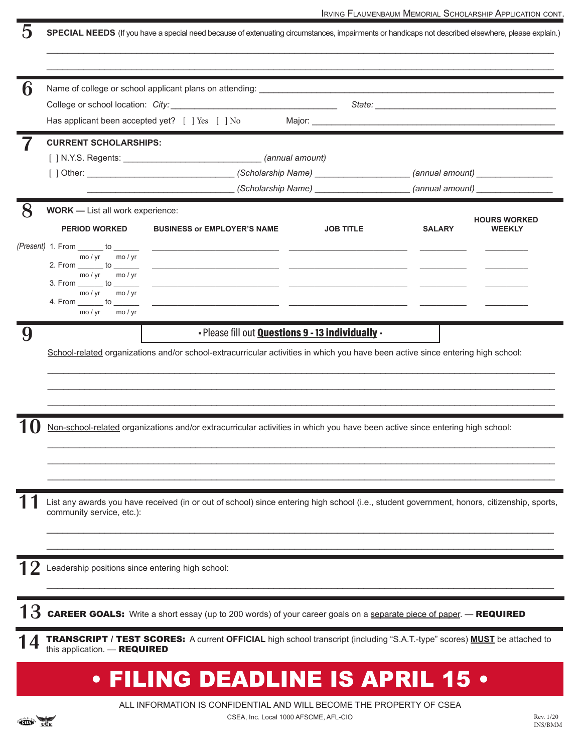## 5 SPECIAL NEEDS (If you have a special need because of extenuating circumstances, impairments or handicaps not described elsewhere, please explain.)

______________________________________________________________________

______________________________________________________________________

## 6

Name of college or school applicant plans on attending: ______________________________

College or school location: *City:* ______________________ *State:* ______________________

Has applicant been accepted yet? [ ] Yes [ ] No Major: ______________________

## 7 CURRENT SCHOLARSHIPS:

[ ] N.Y.S. Regents: ______________________ *(annual amount)*

[ ] Other: ______________________ *(Scholarship Name)* ______________ *(annual amount)* ______________

______________________ *(Scholarship Name)* ______________ *(annual amount)* ______________

## 8 WORK — List all work experience:

| PERIOD WORKED | BUSINESS or EMPLOYER'S NAME | JOB TITLE | SALARY | HOURS WORKED WEEKLY |
|---|---|---|---|---|
| *(Present)* 1. From ______ to ______ (mo / yr, mo / yr) | | | | |
| 2. From ______ to ______ (mo / yr, mo / yr) | | | | |
| 3. From ______ to ______ (mo / yr, mo / yr) | | | | |
| 4. From ______ to ______ (mo / yr, mo / yr) | | | | |

## 9

▪ Please fill out **Questions 9 - 13 individually** ▪

School-related organizations and/or school-extracurricular activities in which you have been active since entering high school:

______________________________________________________________________

______________________________________________________________________

______________________________________________________________________

## 10

Non-school-related organizations and/or extracurricular activities in which you have been active since entering high school:

______________________________________________________________________

______________________________________________________________________

______________________________________________________________________

## 11

List any awards you have received (in or out of school) since entering high school (i.e., student government, honors, citizenship, sports, community service, etc.):

______________________________________________________________________

______________________________________________________________________

## 12

Leadership positions since entering high school:

______________________________________________________________________

## 13 CAREER GOALS:

Write a short essay (up to 200 words) of your career goals on a separate piece of paper. — **REQUIRED**

## 14 TRANSCRIPT / TEST SCORES:

A current **OFFICIAL** high school transcript (including "S.A.T.-type" scores) **MUST** be attached to this application. — **REQUIRED**

# • FILING DEADLINE IS APRIL 15 •

ALL INFORMATION IS CONFIDENTIAL AND WILL BECOME THE PROPERTY OF CSEA

CSEA, Inc. Local 1000 AFSCME, AFL-CIO

Rev. 1/20
INS/BMM